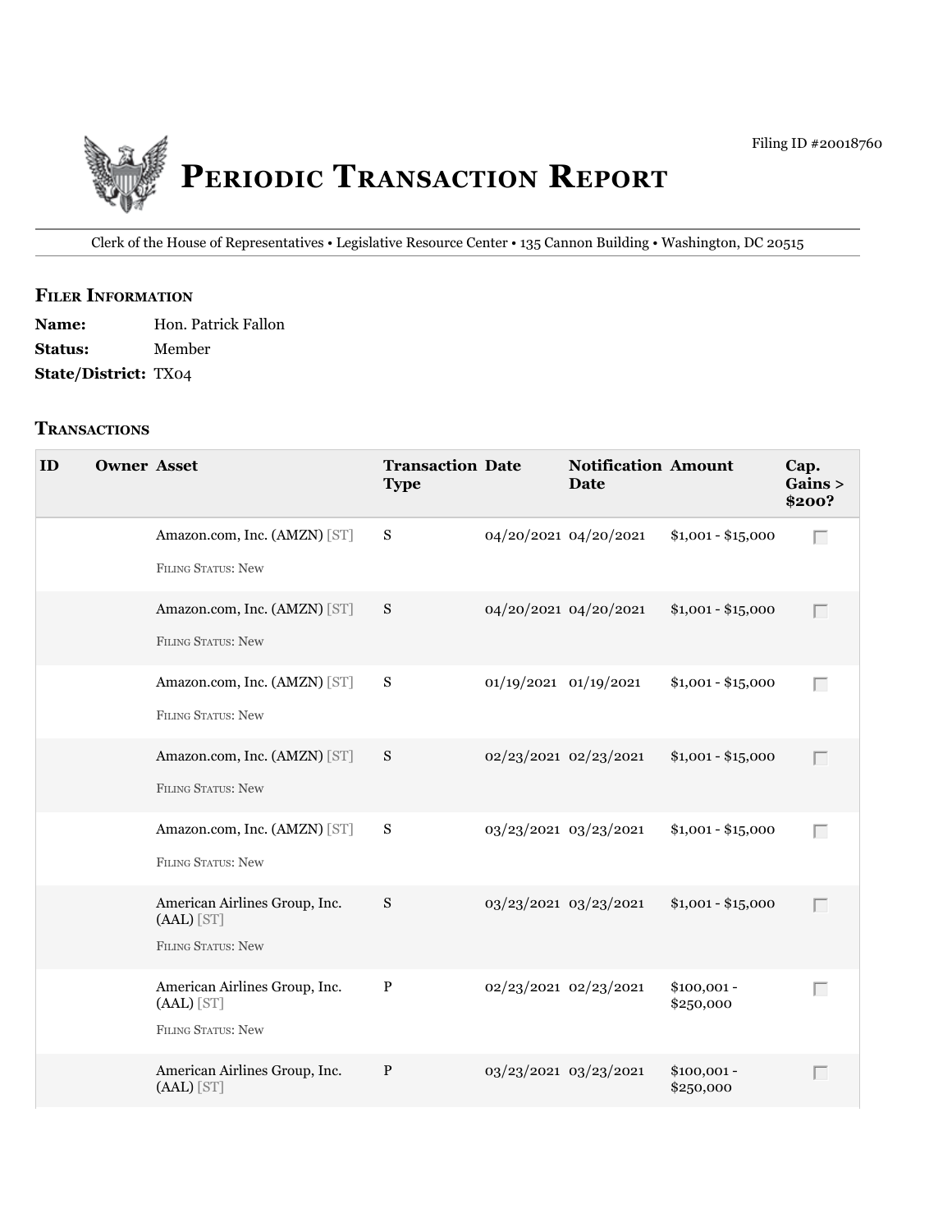Filing ID #20018760

# Periodic Transaction Report

Clerk of the House of Representatives • Legislative Resource Center • 135 Cannon Building • Washington, DC 20515

## Filer Information

**Name:** Hon. Patrick Fallon
**Status:** Member
**State/District:** TX04

## Transactions

| ID | Owner | Asset | Transaction Type | Date | Notification Date | Amount | Cap. Gains > $200? |
|---|---|---|---|---|---|---|---|
| | | Amazon.com, Inc. (AMZN) [ST]<br>Filing Status: New | S | 04/20/2021 | 04/20/2021 | $1,001 - $15,000 | |
| | | Amazon.com, Inc. (AMZN) [ST]<br>Filing Status: New | S | 04/20/2021 | 04/20/2021 | $1,001 - $15,000 | |
| | | Amazon.com, Inc. (AMZN) [ST]<br>Filing Status: New | S | 01/19/2021 | 01/19/2021 | $1,001 - $15,000 | |
| | | Amazon.com, Inc. (AMZN) [ST]<br>Filing Status: New | S | 02/23/2021 | 02/23/2021 | $1,001 - $15,000 | |
| | | Amazon.com, Inc. (AMZN) [ST]<br>Filing Status: New | S | 03/23/2021 | 03/23/2021 | $1,001 - $15,000 | |
| | | American Airlines Group, Inc. (AAL) [ST]<br>Filing Status: New | S | 03/23/2021 | 03/23/2021 | $1,001 - $15,000 | |
| | | American Airlines Group, Inc. (AAL) [ST]<br>Filing Status: New | P | 02/23/2021 | 02/23/2021 | $100,001 - $250,000 | |
| | | American Airlines Group, Inc. (AAL) [ST] | P | 03/23/2021 | 03/23/2021 | $100,001 - $250,000 | |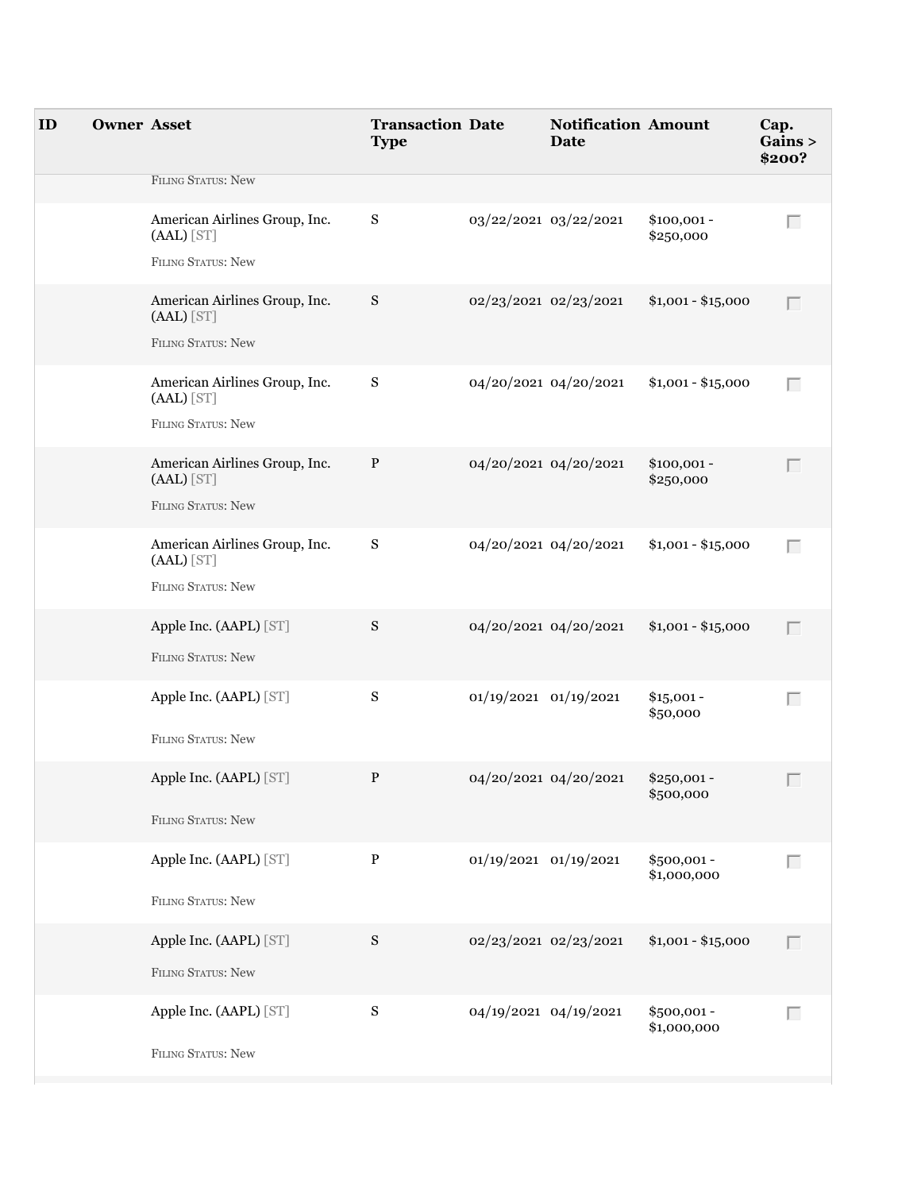| ID | Owner | Asset | Transaction Type | Date | Notification Date | Amount | Cap. Gains > $200? |
| --- | --- | --- | --- | --- | --- | --- | --- |
| | | FILING STATUS: New | | | | | |
| | | American Airlines Group, Inc. (AAL) [ST]<br>FILING STATUS: New | S | 03/22/2021 | 03/22/2021 | $100,001 - $250,000 | |
| | | American Airlines Group, Inc. (AAL) [ST]<br>FILING STATUS: New | S | 02/23/2021 | 02/23/2021 | $1,001 - $15,000 | |
| | | American Airlines Group, Inc. (AAL) [ST]<br>FILING STATUS: New | S | 04/20/2021 | 04/20/2021 | $1,001 - $15,000 | |
| | | American Airlines Group, Inc. (AAL) [ST]<br>FILING STATUS: New | P | 04/20/2021 | 04/20/2021 | $100,001 - $250,000 | |
| | | American Airlines Group, Inc. (AAL) [ST]<br>FILING STATUS: New | S | 04/20/2021 | 04/20/2021 | $1,001 - $15,000 | |
| | | Apple Inc. (AAPL) [ST]<br>FILING STATUS: New | S | 04/20/2021 | 04/20/2021 | $1,001 - $15,000 | |
| | | Apple Inc. (AAPL) [ST]<br>FILING STATUS: New | S | 01/19/2021 | 01/19/2021 | $15,001 - $50,000 | |
| | | Apple Inc. (AAPL) [ST]<br>FILING STATUS: New | P | 04/20/2021 | 04/20/2021 | $250,001 - $500,000 | |
| | | Apple Inc. (AAPL) [ST]<br>FILING STATUS: New | P | 01/19/2021 | 01/19/2021 | $500,001 - $1,000,000 | |
| | | Apple Inc. (AAPL) [ST]<br>FILING STATUS: New | S | 02/23/2021 | 02/23/2021 | $1,001 - $15,000 | |
| | | Apple Inc. (AAPL) [ST]<br>FILING STATUS: New | S | 04/19/2021 | 04/19/2021 | $500,001 - $1,000,000 | |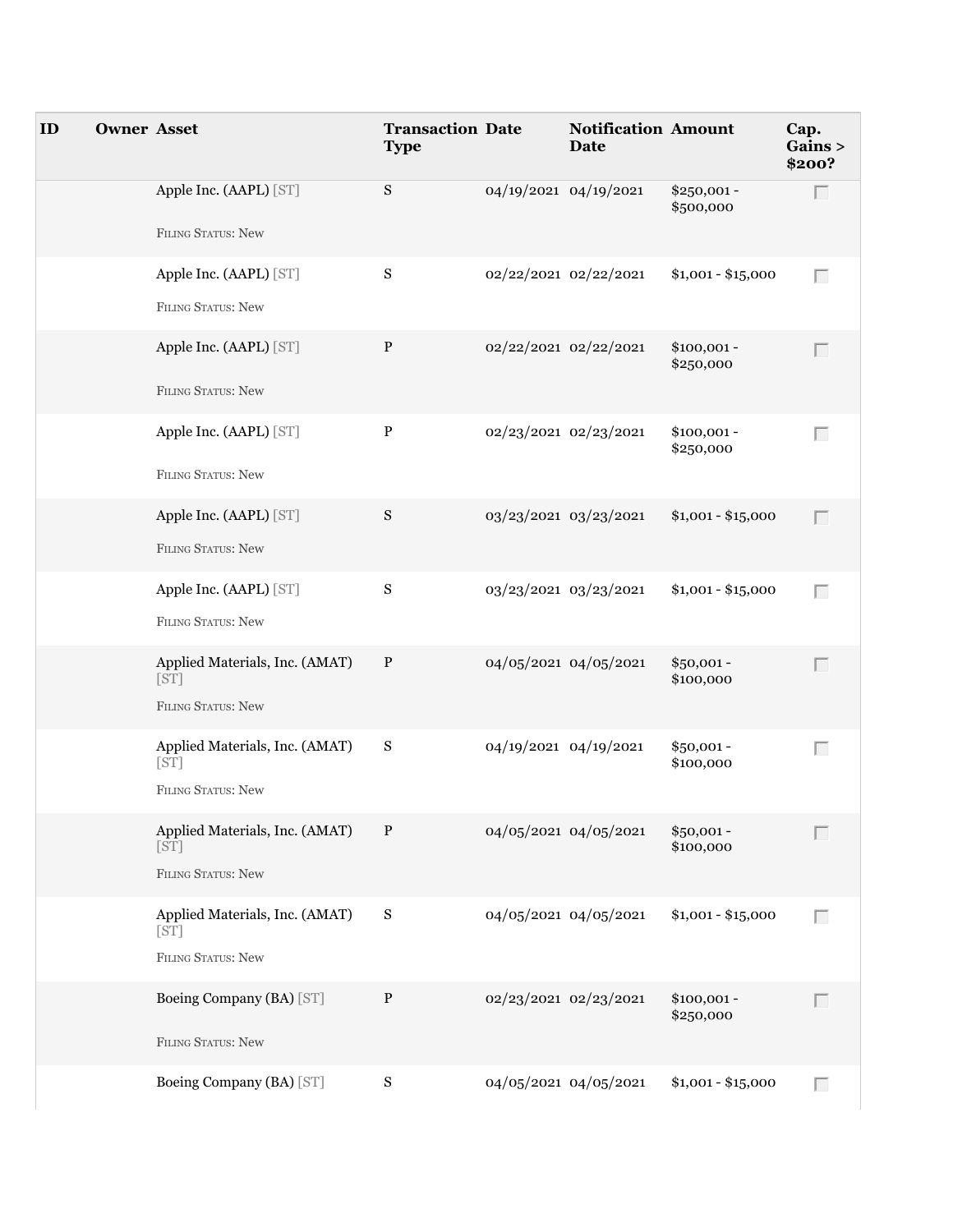| ID | Owner | Asset | Transaction Type | Date | Notification Date | Amount | Cap. Gains > $200? |
| --- | --- | --- | --- | --- | --- | --- | --- |
| | | Apple Inc. (AAPL) [ST]<br><br>FILING STATUS: New | S | 04/19/2021 | 04/19/2021 | $250,001 - $500,000 | |
| | | Apple Inc. (AAPL) [ST]<br><br>FILING STATUS: New | S | 02/22/2021 | 02/22/2021 | $1,001 - $15,000 | |
| | | Apple Inc. (AAPL) [ST]<br><br>FILING STATUS: New | P | 02/22/2021 | 02/22/2021 | $100,001 - $250,000 | |
| | | Apple Inc. (AAPL) [ST]<br><br>FILING STATUS: New | P | 02/23/2021 | 02/23/2021 | $100,001 - $250,000 | |
| | | Apple Inc. (AAPL) [ST]<br><br>FILING STATUS: New | S | 03/23/2021 | 03/23/2021 | $1,001 - $15,000 | |
| | | Apple Inc. (AAPL) [ST]<br><br>FILING STATUS: New | S | 03/23/2021 | 03/23/2021 | $1,001 - $15,000 | |
| | | Applied Materials, Inc. (AMAT) [ST]<br><br>FILING STATUS: New | P | 04/05/2021 | 04/05/2021 | $50,001 - $100,000 | |
| | | Applied Materials, Inc. (AMAT) [ST]<br><br>FILING STATUS: New | S | 04/19/2021 | 04/19/2021 | $50,001 - $100,000 | |
| | | Applied Materials, Inc. (AMAT) [ST]<br><br>FILING STATUS: New | P | 04/05/2021 | 04/05/2021 | $50,001 - $100,000 | |
| | | Applied Materials, Inc. (AMAT) [ST]<br><br>FILING STATUS: New | S | 04/05/2021 | 04/05/2021 | $1,001 - $15,000 | |
| | | Boeing Company (BA) [ST]<br><br>FILING STATUS: New | P | 02/23/2021 | 02/23/2021 | $100,001 - $250,000 | |
| | | Boeing Company (BA) [ST] | S | 04/05/2021 | 04/05/2021 | $1,001 - $15,000 | |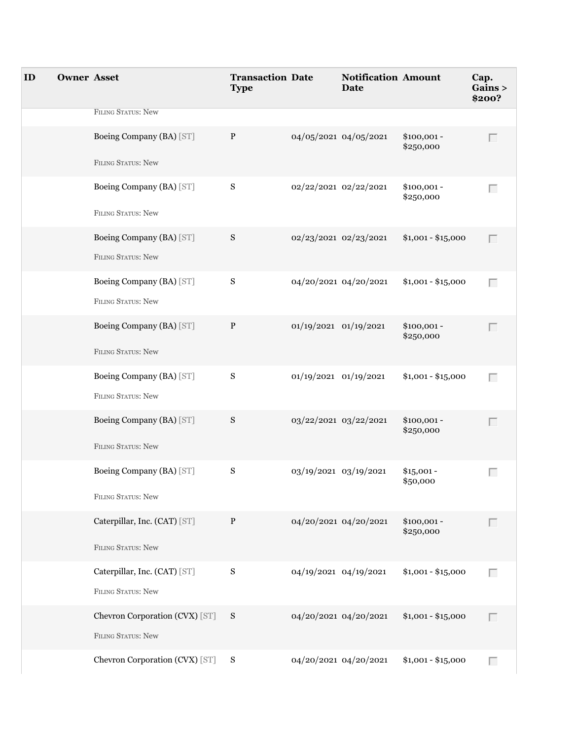| ID | Owner | Asset | Transaction Type | Date | Notification Date | Amount | Cap. Gains > $200? |
|---|---|---|---|---|---|---|---|
| | | FILING STATUS: New | | | | | |
| | | Boeing Company (BA) [ST]<br>FILING STATUS: New | P | 04/05/2021 | 04/05/2021 | $100,001 - $250,000 | |
| | | Boeing Company (BA) [ST]<br>FILING STATUS: New | S | 02/22/2021 | 02/22/2021 | $100,001 - $250,000 | |
| | | Boeing Company (BA) [ST]<br>FILING STATUS: New | S | 02/23/2021 | 02/23/2021 | $1,001 - $15,000 | |
| | | Boeing Company (BA) [ST]<br>FILING STATUS: New | S | 04/20/2021 | 04/20/2021 | $1,001 - $15,000 | |
| | | Boeing Company (BA) [ST]<br>FILING STATUS: New | P | 01/19/2021 | 01/19/2021 | $100,001 - $250,000 | |
| | | Boeing Company (BA) [ST]<br>FILING STATUS: New | S | 01/19/2021 | 01/19/2021 | $1,001 - $15,000 | |
| | | Boeing Company (BA) [ST]<br>FILING STATUS: New | S | 03/22/2021 | 03/22/2021 | $100,001 - $250,000 | |
| | | Boeing Company (BA) [ST]<br>FILING STATUS: New | S | 03/19/2021 | 03/19/2021 | $15,001 - $50,000 | |
| | | Caterpillar, Inc. (CAT) [ST]<br>FILING STATUS: New | P | 04/20/2021 | 04/20/2021 | $100,001 - $250,000 | |
| | | Caterpillar, Inc. (CAT) [ST]<br>FILING STATUS: New | S | 04/19/2021 | 04/19/2021 | $1,001 - $15,000 | |
| | | Chevron Corporation (CVX) [ST]<br>FILING STATUS: New | S | 04/20/2021 | 04/20/2021 | $1,001 - $15,000 | |
| | | Chevron Corporation (CVX) [ST] | S | 04/20/2021 | 04/20/2021 | $1,001 - $15,000 | |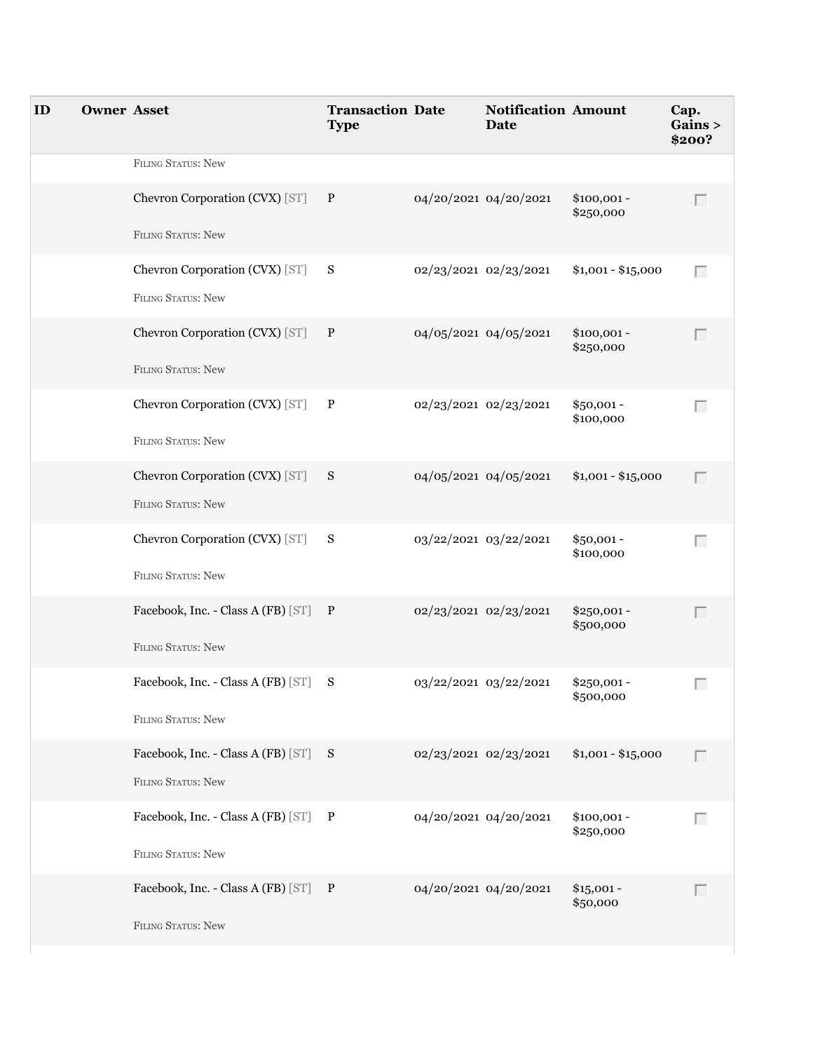| ID | Owner | Asset | Transaction Type | Date | Notification Date | Amount | Cap. Gains > $200? |
| --- | --- | --- | --- | --- | --- | --- | --- |
| | | Filing Status: New | | | | | |
| | | Chevron Corporation (CVX) [ST]<br><br>Filing Status: New | P | 04/20/2021 | 04/20/2021 | $100,001 - $250,000 | |
| | | Chevron Corporation (CVX) [ST]<br><br>Filing Status: New | S | 02/23/2021 | 02/23/2021 | $1,001 - $15,000 | |
| | | Chevron Corporation (CVX) [ST]<br><br>Filing Status: New | P | 04/05/2021 | 04/05/2021 | $100,001 - $250,000 | |
| | | Chevron Corporation (CVX) [ST]<br><br>Filing Status: New | P | 02/23/2021 | 02/23/2021 | $50,001 - $100,000 | |
| | | Chevron Corporation (CVX) [ST]<br><br>Filing Status: New | S | 04/05/2021 | 04/05/2021 | $1,001 - $15,000 | |
| | | Chevron Corporation (CVX) [ST]<br><br>Filing Status: New | S | 03/22/2021 | 03/22/2021 | $50,001 - $100,000 | |
| | | Facebook, Inc. - Class A (FB) [ST]<br><br>Filing Status: New | P | 02/23/2021 | 02/23/2021 | $250,001 - $500,000 | |
| | | Facebook, Inc. - Class A (FB) [ST]<br><br>Filing Status: New | S | 03/22/2021 | 03/22/2021 | $250,001 - $500,000 | |
| | | Facebook, Inc. - Class A (FB) [ST]<br><br>Filing Status: New | S | 02/23/2021 | 02/23/2021 | $1,001 - $15,000 | |
| | | Facebook, Inc. - Class A (FB) [ST]<br><br>Filing Status: New | P | 04/20/2021 | 04/20/2021 | $100,001 - $250,000 | |
| | | Facebook, Inc. - Class A (FB) [ST]<br><br>Filing Status: New | P | 04/20/2021 | 04/20/2021 | $15,001 - $50,000 | |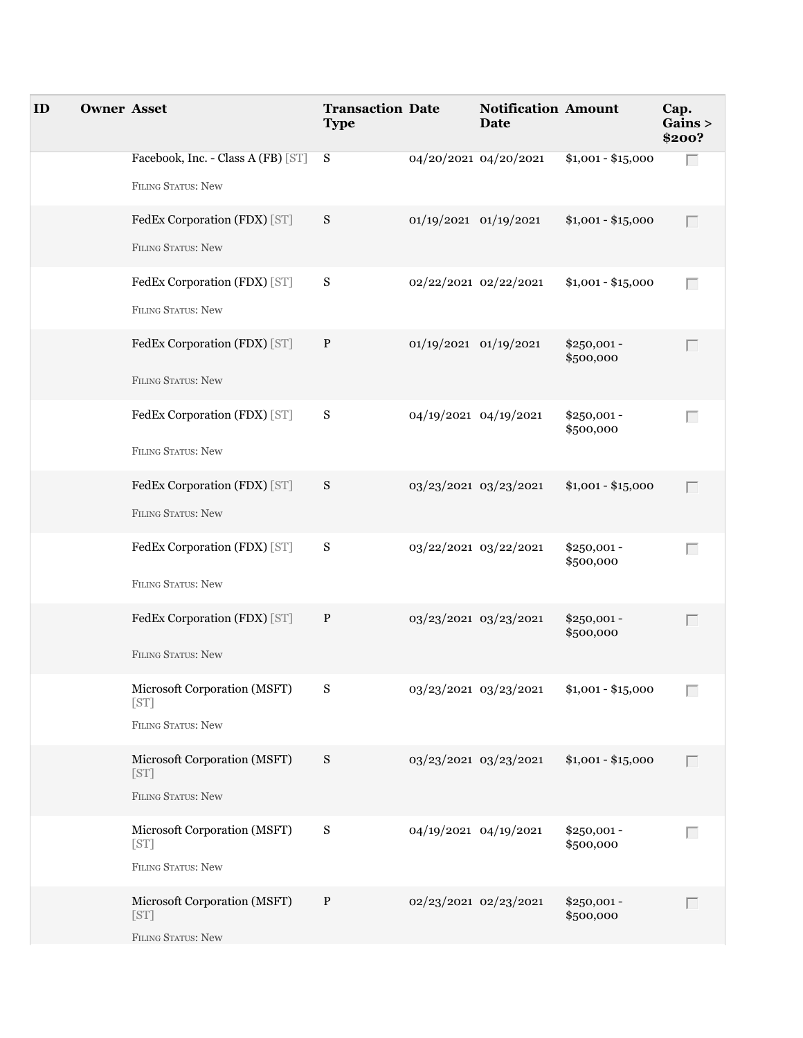| ID | Owner | Asset | Transaction Type | Date | Notification Date | Amount | Cap. Gains > $200? |
| --- | --- | --- | --- | --- | --- | --- | --- |
| | | Facebook, Inc. - Class A (FB) [ST]<br><br>FILING STATUS: New | S | 04/20/2021 | 04/20/2021 | $1,001 - $15,000 | |
| | | FedEx Corporation (FDX) [ST]<br><br>FILING STATUS: New | S | 01/19/2021 | 01/19/2021 | $1,001 - $15,000 | |
| | | FedEx Corporation (FDX) [ST]<br><br>FILING STATUS: New | S | 02/22/2021 | 02/22/2021 | $1,001 - $15,000 | |
| | | FedEx Corporation (FDX) [ST]<br><br>FILING STATUS: New | P | 01/19/2021 | 01/19/2021 | $250,001 - $500,000 | |
| | | FedEx Corporation (FDX) [ST]<br><br>FILING STATUS: New | S | 04/19/2021 | 04/19/2021 | $250,001 - $500,000 | |
| | | FedEx Corporation (FDX) [ST]<br><br>FILING STATUS: New | S | 03/23/2021 | 03/23/2021 | $1,001 - $15,000 | |
| | | FedEx Corporation (FDX) [ST]<br><br>FILING STATUS: New | S | 03/22/2021 | 03/22/2021 | $250,001 - $500,000 | |
| | | FedEx Corporation (FDX) [ST]<br><br>FILING STATUS: New | P | 03/23/2021 | 03/23/2021 | $250,001 - $500,000 | |
| | | Microsoft Corporation (MSFT) [ST]<br><br>FILING STATUS: New | S | 03/23/2021 | 03/23/2021 | $1,001 - $15,000 | |
| | | Microsoft Corporation (MSFT) [ST]<br><br>FILING STATUS: New | S | 03/23/2021 | 03/23/2021 | $1,001 - $15,000 | |
| | | Microsoft Corporation (MSFT) [ST]<br><br>FILING STATUS: New | S | 04/19/2021 | 04/19/2021 | $250,001 - $500,000 | |
| | | Microsoft Corporation (MSFT) [ST]<br><br>FILING STATUS: New | P | 02/23/2021 | 02/23/2021 | $250,001 - $500,000 | |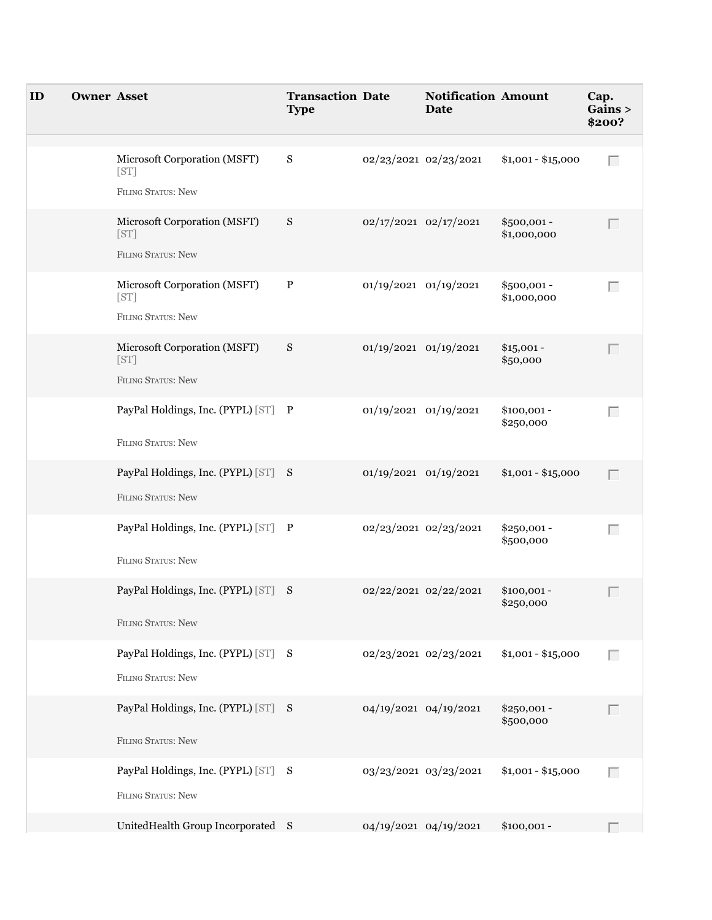| ID | Owner | Asset | Transaction Type | Date | Notification Date | Amount | Cap. Gains > $200? |
|---|---|---|---|---|---|---|---|
| | | Microsoft Corporation (MSFT) [ST]<br>FILING STATUS: New | S | 02/23/2021 | 02/23/2021 | $1,001 - $15,000 | |
| | | Microsoft Corporation (MSFT) [ST]<br>FILING STATUS: New | S | 02/17/2021 | 02/17/2021 | $500,001 - $1,000,000 | |
| | | Microsoft Corporation (MSFT) [ST]<br>FILING STATUS: New | P | 01/19/2021 | 01/19/2021 | $500,001 - $1,000,000 | |
| | | Microsoft Corporation (MSFT) [ST]<br>FILING STATUS: New | S | 01/19/2021 | 01/19/2021 | $15,001 - $50,000 | |
| | | PayPal Holdings, Inc. (PYPL) [ST]<br>FILING STATUS: New | P | 01/19/2021 | 01/19/2021 | $100,001 - $250,000 | |
| | | PayPal Holdings, Inc. (PYPL) [ST]<br>FILING STATUS: New | S | 01/19/2021 | 01/19/2021 | $1,001 - $15,000 | |
| | | PayPal Holdings, Inc. (PYPL) [ST]<br>FILING STATUS: New | P | 02/23/2021 | 02/23/2021 | $250,001 - $500,000 | |
| | | PayPal Holdings, Inc. (PYPL) [ST]<br>FILING STATUS: New | S | 02/22/2021 | 02/22/2021 | $100,001 - $250,000 | |
| | | PayPal Holdings, Inc. (PYPL) [ST]<br>FILING STATUS: New | S | 02/23/2021 | 02/23/2021 | $1,001 - $15,000 | |
| | | PayPal Holdings, Inc. (PYPL) [ST]<br>FILING STATUS: New | S | 04/19/2021 | 04/19/2021 | $250,001 - $500,000 | |
| | | PayPal Holdings, Inc. (PYPL) [ST]<br>FILING STATUS: New | S | 03/23/2021 | 03/23/2021 | $1,001 - $15,000 | |
| | | UnitedHealth Group Incorporated | S | 04/19/2021 | 04/19/2021 | $100,001 - | |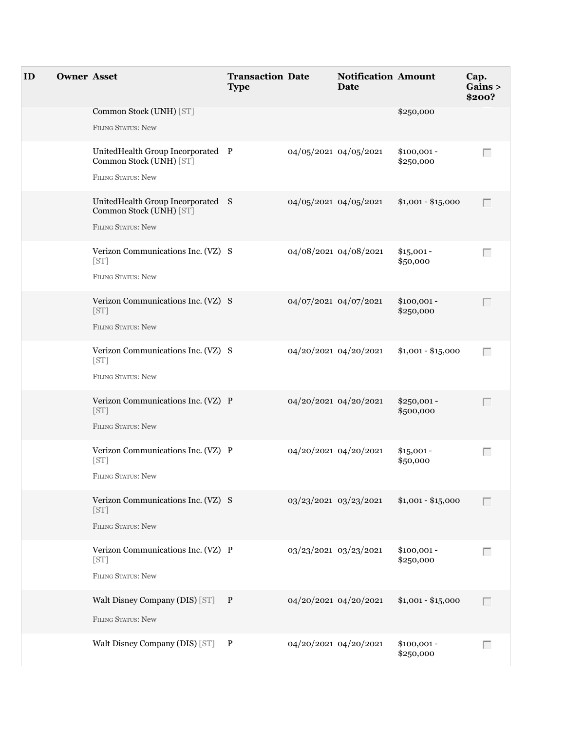| ID | Owner | Asset | Transaction Type | Date | Notification Date | Amount | Cap. Gains > $200? |
|---|---|---|---|---|---|---|---|
| | | Common Stock (UNH) [ST]<br><br>Filing Status: New | | | | $250,000 | |
| | | UnitedHealth Group Incorporated Common Stock (UNH) [ST]<br><br>Filing Status: New | P | 04/05/2021 | 04/05/2021 | $100,001 - $250,000 | |
| | | UnitedHealth Group Incorporated Common Stock (UNH) [ST]<br><br>Filing Status: New | S | 04/05/2021 | 04/05/2021 | $1,001 - $15,000 | |
| | | Verizon Communications Inc. (VZ) [ST]<br><br>Filing Status: New | S | 04/08/2021 | 04/08/2021 | $15,001 - $50,000 | |
| | | Verizon Communications Inc. (VZ) [ST]<br><br>Filing Status: New | S | 04/07/2021 | 04/07/2021 | $100,001 - $250,000 | |
| | | Verizon Communications Inc. (VZ) [ST]<br><br>Filing Status: New | S | 04/20/2021 | 04/20/2021 | $1,001 - $15,000 | |
| | | Verizon Communications Inc. (VZ) [ST]<br><br>Filing Status: New | P | 04/20/2021 | 04/20/2021 | $250,001 - $500,000 | |
| | | Verizon Communications Inc. (VZ) [ST]<br><br>Filing Status: New | P | 04/20/2021 | 04/20/2021 | $15,001 - $50,000 | |
| | | Verizon Communications Inc. (VZ) [ST]<br><br>Filing Status: New | S | 03/23/2021 | 03/23/2021 | $1,001 - $15,000 | |
| | | Verizon Communications Inc. (VZ) [ST]<br><br>Filing Status: New | P | 03/23/2021 | 03/23/2021 | $100,001 - $250,000 | |
| | | Walt Disney Company (DIS) [ST]<br><br>Filing Status: New | P | 04/20/2021 | 04/20/2021 | $1,001 - $15,000 | |
| | | Walt Disney Company (DIS) [ST] | P | 04/20/2021 | 04/20/2021 | $100,001 - $250,000 | |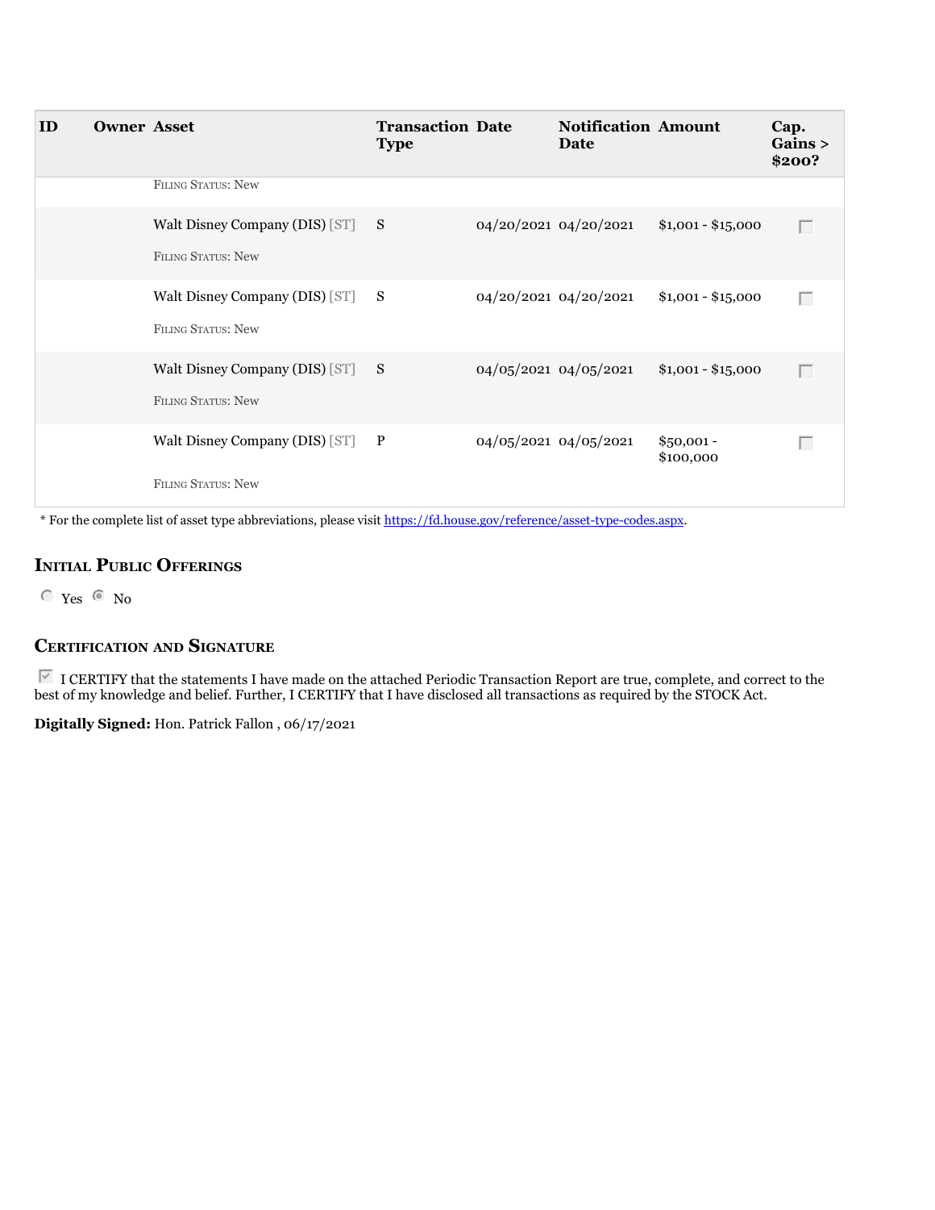| ID | Owner | Asset | Transaction Type | Date | Notification Date | Amount | Cap. Gains > $200? |
|---|---|---|---|---|---|---|---|
| | | FILING STATUS: New | | | | | |
| | | Walt Disney Company (DIS) [ST]<br>FILING STATUS: New | S | 04/20/2021 | 04/20/2021 | $1,001 - $15,000 | ☐ |
| | | Walt Disney Company (DIS) [ST]<br>FILING STATUS: New | S | 04/20/2021 | 04/20/2021 | $1,001 - $15,000 | ☐ |
| | | Walt Disney Company (DIS) [ST]<br>FILING STATUS: New | S | 04/05/2021 | 04/05/2021 | $1,001 - $15,000 | ☐ |
| | | Walt Disney Company (DIS) [ST]<br>FILING STATUS: New | P | 04/05/2021 | 04/05/2021 | $50,001 - $100,000 | ☐ |

* For the complete list of asset type abbreviations, please visit https://fd.house.gov/reference/asset-type-codes.aspx.

## Initial Public Offerings

○ Yes ◉ No

## Certification and Signature

☑ I CERTIFY that the statements I have made on the attached Periodic Transaction Report are true, complete, and correct to the best of my knowledge and belief. Further, I CERTIFY that I have disclosed all transactions as required by the STOCK Act.

**Digitally Signed:** Hon. Patrick Fallon , 06/17/2021